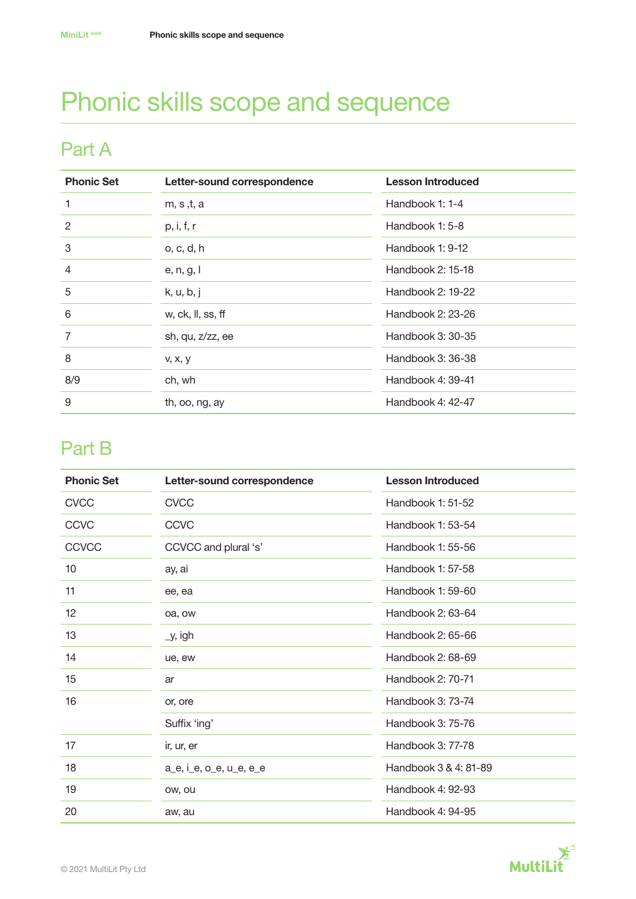# Phonic skills scope and sequence

## Part A

| Phonic Set | Letter-sound correspondence | Lesson Introduced |
|---|---|---|
| 1 | m, s ,t, a | Handbook 1: 1-4 |
| 2 | p, i, f, r | Handbook 1: 5-8 |
| 3 | o, c, d, h | Handbook 1: 9-12 |
| 4 | e, n, g, l | Handbook 2: 15-18 |
| 5 | k, u, b, j | Handbook 2: 19-22 |
| 6 | w, ck, ll, ss, ff | Handbook 2: 23-26 |
| 7 | sh, qu, z/zz, ee | Handbook 3: 30-35 |
| 8 | v, x, y | Handbook 3: 36-38 |
| 8/9 | ch, wh | Handbook 4: 39-41 |
| 9 | th, oo, ng, ay | Handbook 4: 42-47 |

## Part B

| Phonic Set | Letter-sound correspondence | Lesson Introduced |
|---|---|---|
| CVCC | CVCC | Handbook 1: 51-52 |
| CCVC | CCVC | Handbook 1: 53-54 |
| CCVCC | CCVCC and plural 's' | Handbook 1: 55-56 |
| 10 | ay, ai | Handbook 1: 57-58 |
| 11 | ee, ea | Handbook 1: 59-60 |
| 12 | oa, ow | Handbook 2: 63-64 |
| 13 | _y, igh | Handbook 2: 65-66 |
| 14 | ue, ew | Handbook 2: 68-69 |
| 15 | ar | Handbook 2: 70-71 |
| 16 | or, ore | Handbook 3: 73-74 |
| | Suffix 'ing' | Handbook 3: 75-76 |
| 17 | ir, ur, er | Handbook 3: 77-78 |
| 18 | a_e, i_e, o_e, u_e, e_e | Handbook 3 & 4: 81-89 |
| 19 | ow, ou | Handbook 4: 92-93 |
| 20 | aw, au | Handbook 4: 94-95 |

© 2021 MultiLit Pty Ltd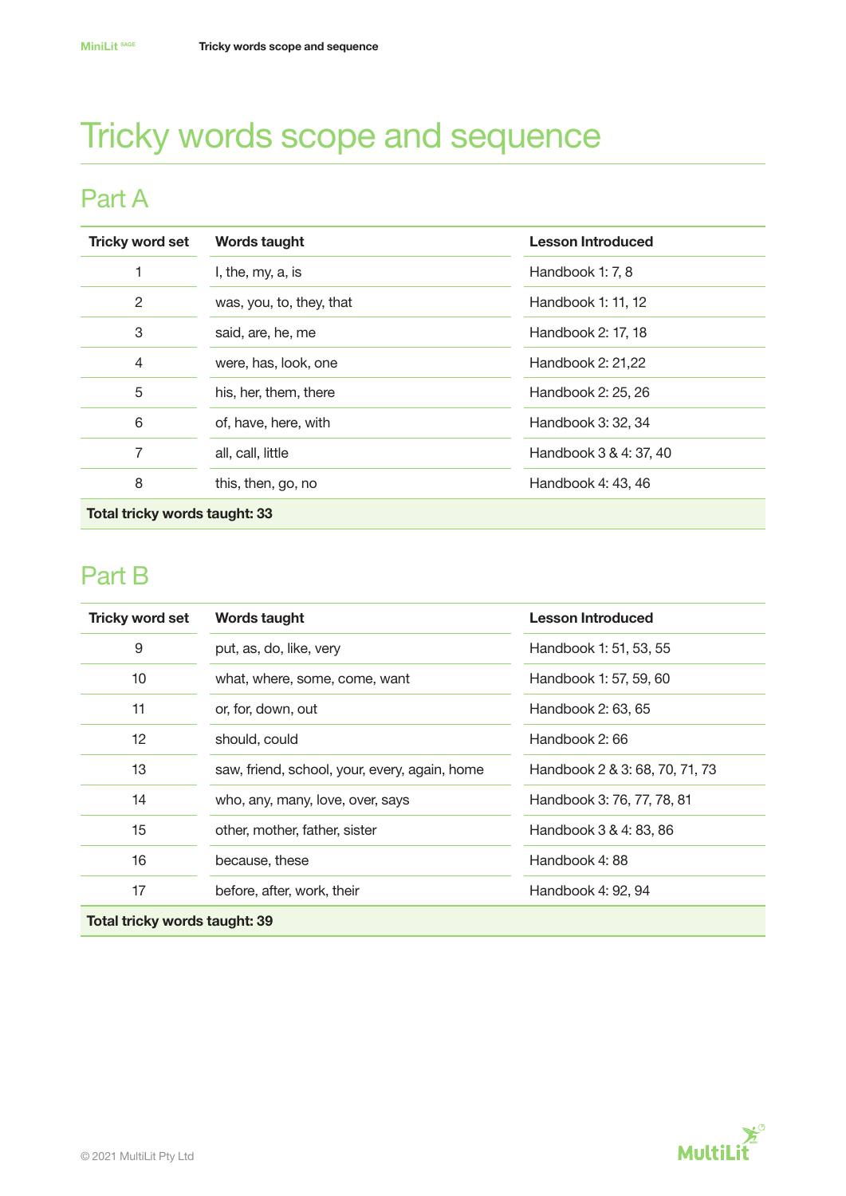# Tricky words scope and sequence

## Part A

| Tricky word set | Words taught | Lesson Introduced |
|---|---|---|
| 1 | I, the, my, a, is | Handbook 1: 7, 8 |
| 2 | was, you, to, they, that | Handbook 1: 11, 12 |
| 3 | said, are, he, me | Handbook 2: 17, 18 |
| 4 | were, has, look, one | Handbook 2: 21,22 |
| 5 | his, her, them, there | Handbook 2: 25, 26 |
| 6 | of, have, here, with | Handbook 3: 32, 34 |
| 7 | all, call, little | Handbook 3 & 4: 37, 40 |
| 8 | this, then, go, no | Handbook 4: 43, 46 |
| **Total tricky words taught: 33** | | |

## Part B

| Tricky word set | Words taught | Lesson Introduced |
|---|---|---|
| 9 | put, as, do, like, very | Handbook 1: 51, 53, 55 |
| 10 | what, where, some, come, want | Handbook 1: 57, 59, 60 |
| 11 | or, for, down, out | Handbook 2: 63, 65 |
| 12 | should, could | Handbook 2: 66 |
| 13 | saw, friend, school, your, every, again, home | Handbook 2 & 3: 68, 70, 71, 73 |
| 14 | who, any, many, love, over, says | Handbook 3: 76, 77, 78, 81 |
| 15 | other, mother, father, sister | Handbook 3 & 4: 83, 86 |
| 16 | because, these | Handbook 4: 88 |
| 17 | before, after, work, their | Handbook 4: 92, 94 |
| **Total tricky words taught: 39** | | |

© 2021 MultiLit Pty Ltd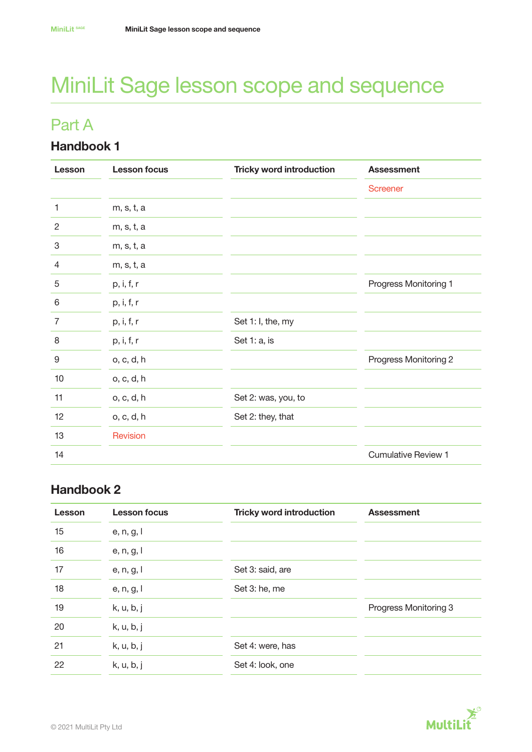# MiniLit Sage lesson scope and sequence

## Part A

### Handbook 1

| Lesson | Lesson focus | Tricky word introduction | Assessment |
|---|---|---|---|
| | | | Screener |
| 1 | m, s, t, a | | |
| 2 | m, s, t, a | | |
| 3 | m, s, t, a | | |
| 4 | m, s, t, a | | |
| 5 | p, i, f, r | | Progress Monitoring 1 |
| 6 | p, i, f, r | | |
| 7 | p, i, f, r | Set 1: I, the, my | |
| 8 | p, i, f, r | Set 1: a, is | |
| 9 | o, c, d, h | | Progress Monitoring 2 |
| 10 | o, c, d, h | | |
| 11 | o, c, d, h | Set 2: was, you, to | |
| 12 | o, c, d, h | Set 2: they, that | |
| 13 | Revision | | |
| 14 | | | Cumulative Review 1 |

### Handbook 2

| Lesson | Lesson focus | Tricky word introduction | Assessment |
|---|---|---|---|
| 15 | e, n, g, l | | |
| 16 | e, n, g, l | | |
| 17 | e, n, g, l | Set 3: said, are | |
| 18 | e, n, g, l | Set 3: he, me | |
| 19 | k, u, b, j | | Progress Monitoring 3 |
| 20 | k, u, b, j | | |
| 21 | k, u, b, j | Set 4: were, has | |
| 22 | k, u, b, j | Set 4: look, one | |

© 2021 MultiLit Pty Ltd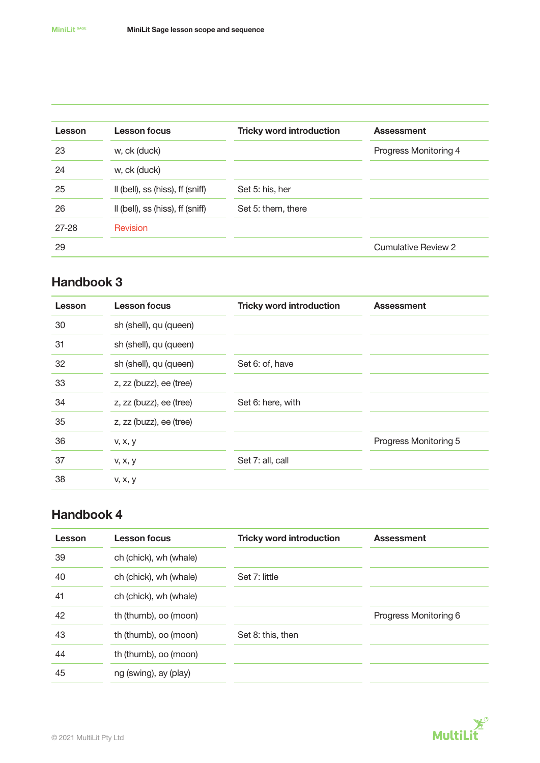| Lesson | Lesson focus | Tricky word introduction | Assessment |
|---|---|---|---|
| 23 | w, ck (duck) | | Progress Monitoring 4 |
| 24 | w, ck (duck) | | |
| 25 | ll (bell), ss (hiss), ff (sniff) | Set 5: his, her | |
| 26 | ll (bell), ss (hiss), ff (sniff) | Set 5: them, there | |
| 27-28 | Revision | | |
| 29 | | | Cumulative Review 2 |

## Handbook 3

| Lesson | Lesson focus | Tricky word introduction | Assessment |
|---|---|---|---|
| 30 | sh (shell), qu (queen) | | |
| 31 | sh (shell), qu (queen) | | |
| 32 | sh (shell), qu (queen) | Set 6: of, have | |
| 33 | z, zz (buzz), ee (tree) | | |
| 34 | z, zz (buzz), ee (tree) | Set 6: here, with | |
| 35 | z, zz (buzz), ee (tree) | | |
| 36 | v, x, y | | Progress Monitoring 5 |
| 37 | v, x, y | Set 7: all, call | |
| 38 | v, x, y | | |

## Handbook 4

| Lesson | Lesson focus | Tricky word introduction | Assessment |
|---|---|---|---|
| 39 | ch (chick), wh (whale) | | |
| 40 | ch (chick), wh (whale) | Set 7: little | |
| 41 | ch (chick), wh (whale) | | |
| 42 | th (thumb), oo (moon) | | Progress Monitoring 6 |
| 43 | th (thumb), oo (moon) | Set 8: this, then | |
| 44 | th (thumb), oo (moon) | | |
| 45 | ng (swing), ay (play) | | |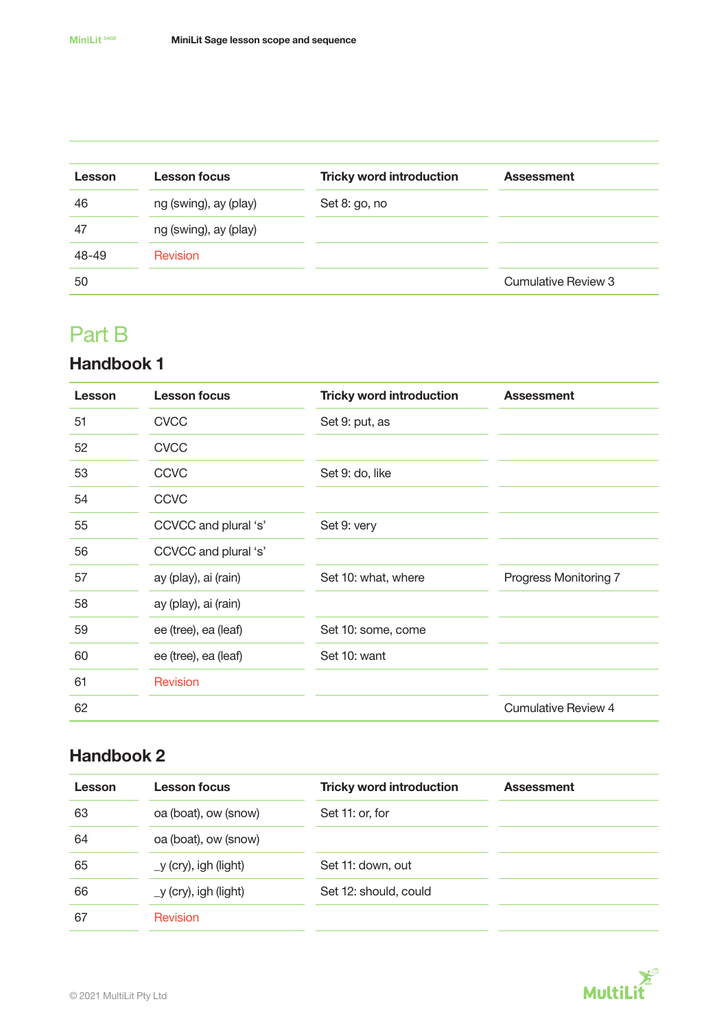| Lesson | Lesson focus | Tricky word introduction | Assessment |
|---|---|---|---|
| 46 | ng (swing), ay (play) | Set 8: go, no | |
| 47 | ng (swing), ay (play) | | |
| 48-49 | Revision | | |
| 50 | | | Cumulative Review 3 |

# Part B

## Handbook 1

| Lesson | Lesson focus | Tricky word introduction | Assessment |
|---|---|---|---|
| 51 | CVCC | Set 9: put, as | |
| 52 | CVCC | | |
| 53 | CCVC | Set 9: do, like | |
| 54 | CCVC | | |
| 55 | CCVCC and plural ‘s’ | Set 9: very | |
| 56 | CCVCC and plural ‘s’ | | |
| 57 | ay (play), ai (rain) | Set 10: what, where | Progress Monitoring 7 |
| 58 | ay (play), ai (rain) | | |
| 59 | ee (tree), ea (leaf) | Set 10: some, come | |
| 60 | ee (tree), ea (leaf) | Set 10: want | |
| 61 | Revision | | |
| 62 | | | Cumulative Review 4 |

## Handbook 2

| Lesson | Lesson focus | Tricky word introduction | Assessment |
|---|---|---|---|
| 63 | oa (boat), ow (snow) | Set 11: or, for | |
| 64 | oa (boat), ow (snow) | | |
| 65 | _y (cry), igh (light) | Set 11: down, out | |
| 66 | _y (cry), igh (light) | Set 12: should, could | |
| 67 | Revision | | |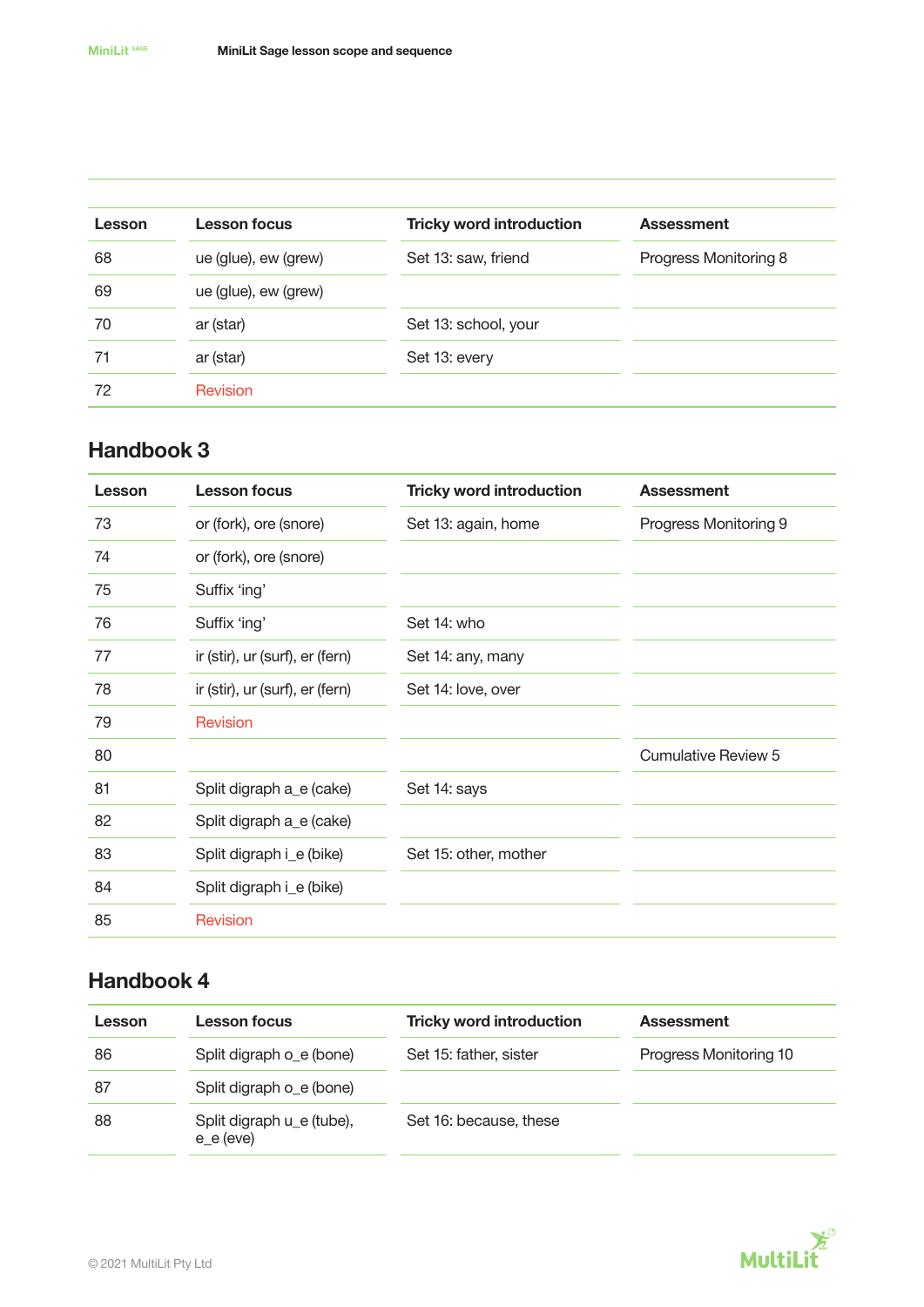| Lesson | Lesson focus | Tricky word introduction | Assessment |
| --- | --- | --- | --- |
| 68 | ue (glue), ew (grew) | Set 13: saw, friend | Progress Monitoring 8 |
| 69 | ue (glue), ew (grew) | | |
| 70 | ar (star) | Set 13: school, your | |
| 71 | ar (star) | Set 13: every | |
| 72 | Revision | | |

## Handbook 3

| Lesson | Lesson focus | Tricky word introduction | Assessment |
| --- | --- | --- | --- |
| 73 | or (fork), ore (snore) | Set 13: again, home | Progress Monitoring 9 |
| 74 | or (fork), ore (snore) | | |
| 75 | Suffix 'ing' | | |
| 76 | Suffix 'ing' | Set 14: who | |
| 77 | ir (stir), ur (surf), er (fern) | Set 14: any, many | |
| 78 | ir (stir), ur (surf), er (fern) | Set 14: love, over | |
| 79 | Revision | | |
| 80 | | | Cumulative Review 5 |
| 81 | Split digraph a_e (cake) | Set 14: says | |
| 82 | Split digraph a_e (cake) | | |
| 83 | Split digraph i_e (bike) | Set 15: other, mother | |
| 84 | Split digraph i_e (bike) | | |
| 85 | Revision | | |

## Handbook 4

| Lesson | Lesson focus | Tricky word introduction | Assessment |
| --- | --- | --- | --- |
| 86 | Split digraph o_e (bone) | Set 15: father, sister | Progress Monitoring 10 |
| 87 | Split digraph o_e (bone) | | |
| 88 | Split digraph u_e (tube), e_e (eve) | Set 16: because, these | |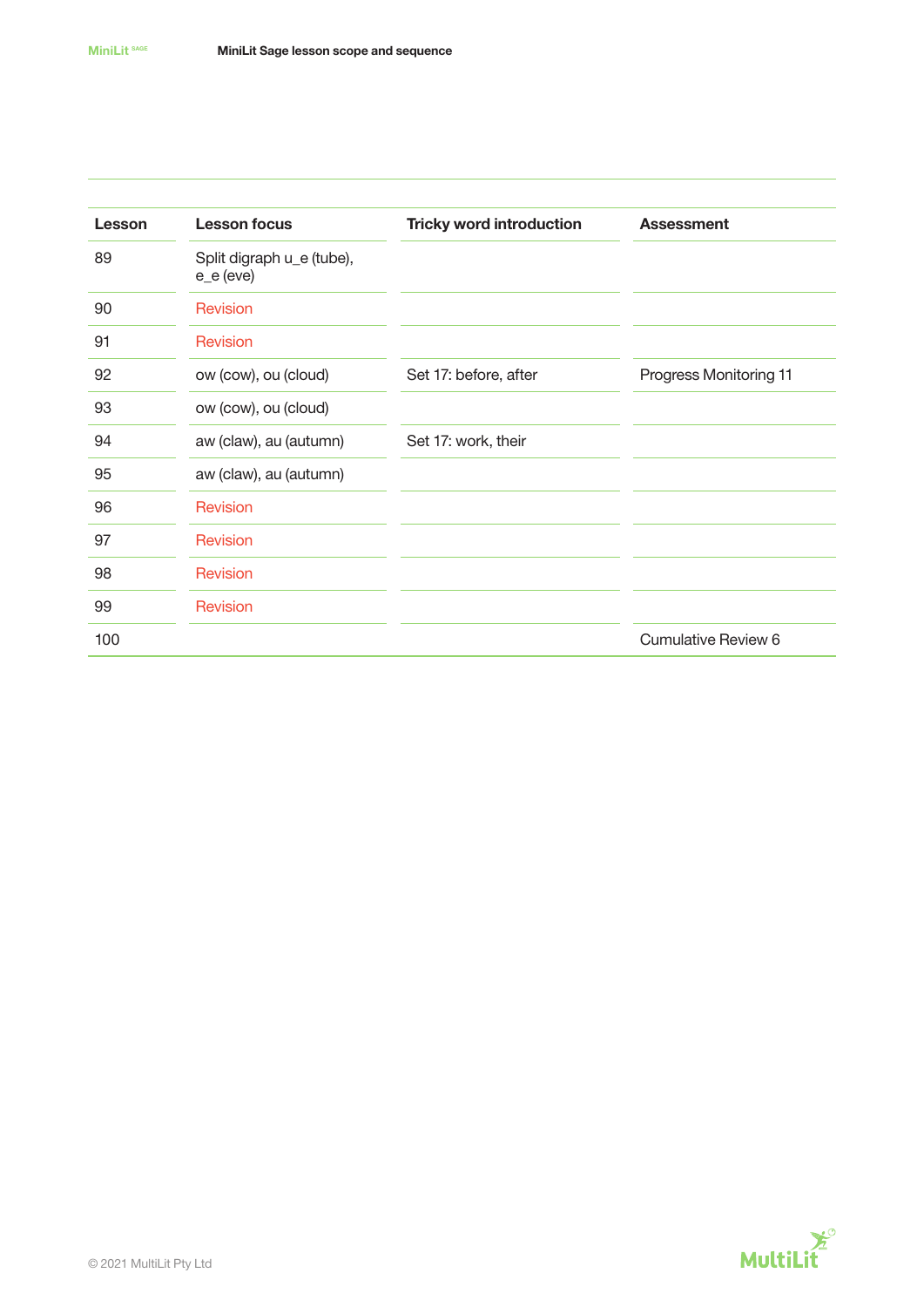| Lesson | Lesson focus | Tricky word introduction | Assessment |
|---|---|---|---|
| 89 | Split digraph u_e (tube), e_e (eve) | | |
| 90 | Revision | | |
| 91 | Revision | | |
| 92 | ow (cow), ou (cloud) | Set 17: before, after | Progress Monitoring 11 |
| 93 | ow (cow), ou (cloud) | | |
| 94 | aw (claw), au (autumn) | Set 17: work, their | |
| 95 | aw (claw), au (autumn) | | |
| 96 | Revision | | |
| 97 | Revision | | |
| 98 | Revision | | |
| 99 | Revision | | |
| 100 | | | Cumulative Review 6 |